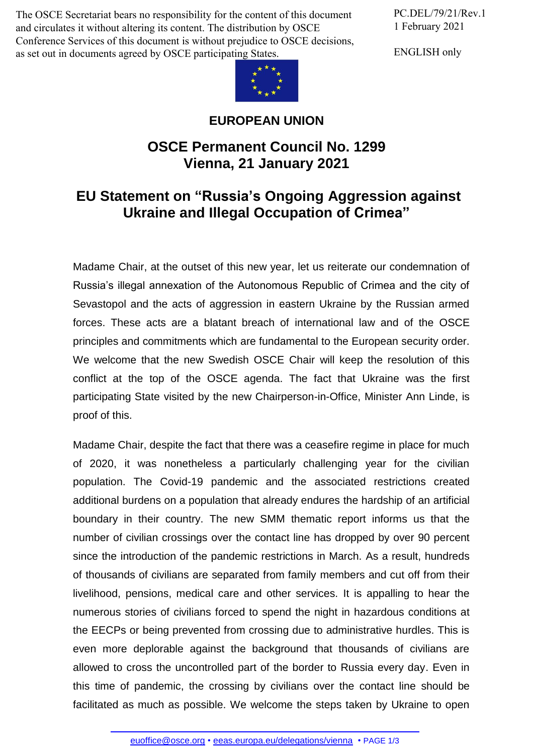The OSCE Secretariat bears no responsibility for the content of this document and circulates it without altering its content. The distribution by OSCE Conference Services of this document is without prejudice to OSCE decisions, as set out in documents agreed by OSCE participating States.

PC.DEL/79/21/Rev.1
1 February 2021

ENGLISH only

**EUROPEAN UNION**

## OSCE Permanent Council No. 1299
## Vienna, 21 January 2021

# EU Statement on "Russia's Ongoing Aggression against Ukraine and Illegal Occupation of Crimea"

Madame Chair, at the outset of this new year, let us reiterate our condemnation of Russia's illegal annexation of the Autonomous Republic of Crimea and the city of Sevastopol and the acts of aggression in eastern Ukraine by the Russian armed forces. These acts are a blatant breach of international law and of the OSCE principles and commitments which are fundamental to the European security order. We welcome that the new Swedish OSCE Chair will keep the resolution of this conflict at the top of the OSCE agenda. The fact that Ukraine was the first participating State visited by the new Chairperson-in-Office, Minister Ann Linde, is proof of this.

Madame Chair, despite the fact that there was a ceasefire regime in place for much of 2020, it was nonetheless a particularly challenging year for the civilian population. The Covid-19 pandemic and the associated restrictions created additional burdens on a population that already endures the hardship of an artificial boundary in their country. The new SMM thematic report informs us that the number of civilian crossings over the contact line has dropped by over 90 percent since the introduction of the pandemic restrictions in March. As a result, hundreds of thousands of civilians are separated from family members and cut off from their livelihood, pensions, medical care and other services. It is appalling to hear the numerous stories of civilians forced to spend the night in hazardous conditions at the EECPs or being prevented from crossing due to administrative hurdles. This is even more deplorable against the background that thousands of civilians are allowed to cross the uncontrolled part of the border to Russia every day. Even in this time of pandemic, the crossing by civilians over the contact line should be facilitated as much as possible. We welcome the steps taken by Ukraine to open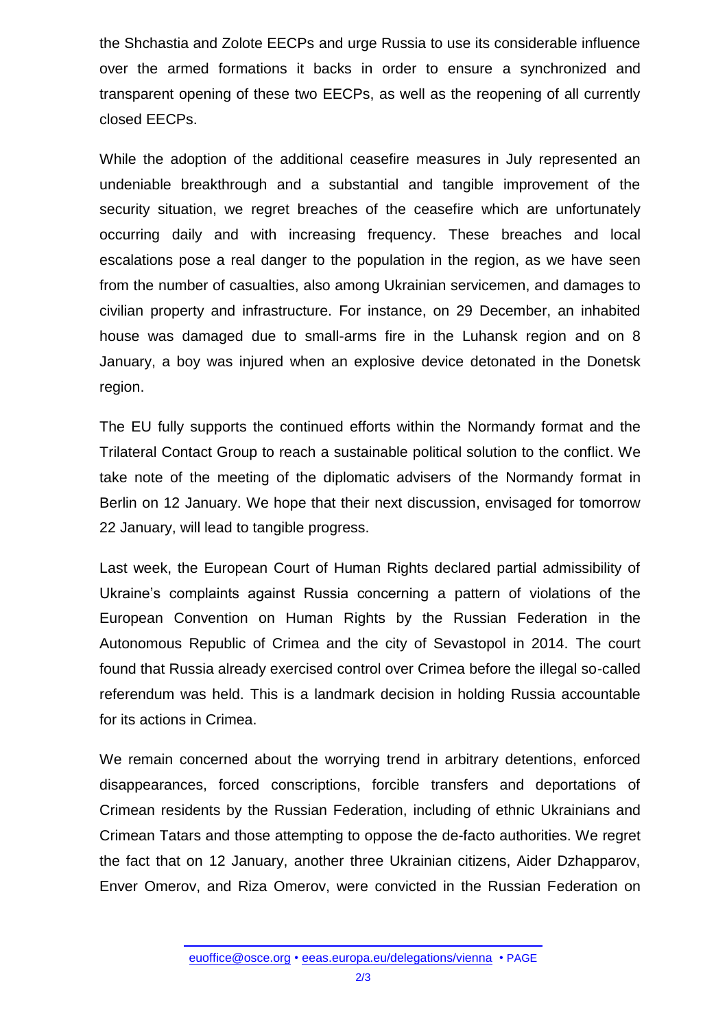the Shchastia and Zolote EECPs and urge Russia to use its considerable influence over the armed formations it backs in order to ensure a synchronized and transparent opening of these two EECPs, as well as the reopening of all currently closed EECPs.

While the adoption of the additional ceasefire measures in July represented an undeniable breakthrough and a substantial and tangible improvement of the security situation, we regret breaches of the ceasefire which are unfortunately occurring daily and with increasing frequency. These breaches and local escalations pose a real danger to the population in the region, as we have seen from the number of casualties, also among Ukrainian servicemen, and damages to civilian property and infrastructure. For instance, on 29 December, an inhabited house was damaged due to small-arms fire in the Luhansk region and on 8 January, a boy was injured when an explosive device detonated in the Donetsk region.

The EU fully supports the continued efforts within the Normandy format and the Trilateral Contact Group to reach a sustainable political solution to the conflict. We take note of the meeting of the diplomatic advisers of the Normandy format in Berlin on 12 January. We hope that their next discussion, envisaged for tomorrow 22 January, will lead to tangible progress.

Last week, the European Court of Human Rights declared partial admissibility of Ukraine's complaints against Russia concerning a pattern of violations of the European Convention on Human Rights by the Russian Federation in the Autonomous Republic of Crimea and the city of Sevastopol in 2014. The court found that Russia already exercised control over Crimea before the illegal so-called referendum was held. This is a landmark decision in holding Russia accountable for its actions in Crimea.

We remain concerned about the worrying trend in arbitrary detentions, enforced disappearances, forced conscriptions, forcible transfers and deportations of Crimean residents by the Russian Federation, including of ethnic Ukrainians and Crimean Tatars and those attempting to oppose the de-facto authorities. We regret the fact that on 12 January, another three Ukrainian citizens, Aider Dzhapparov, Enver Omerov, and Riza Omerov, were convicted in the Russian Federation on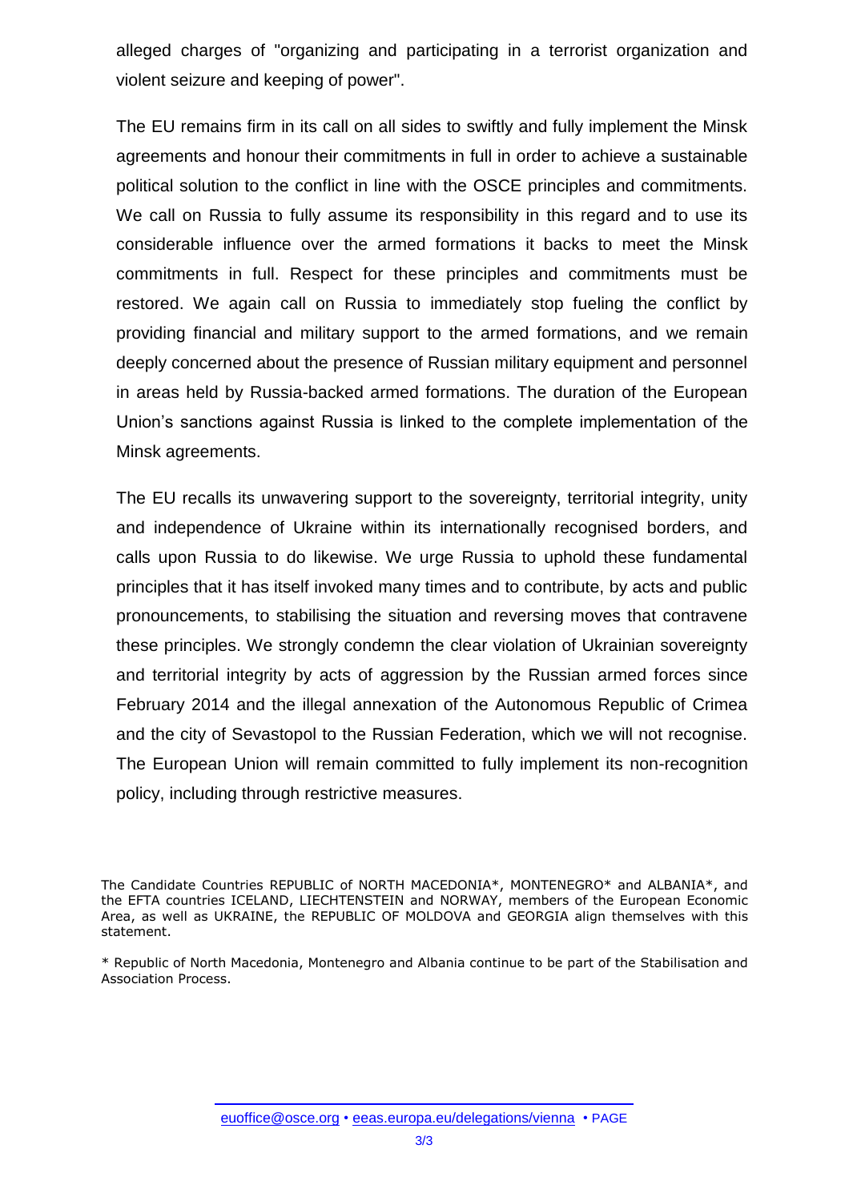alleged charges of "organizing and participating in a terrorist organization and violent seizure and keeping of power".

The EU remains firm in its call on all sides to swiftly and fully implement the Minsk agreements and honour their commitments in full in order to achieve a sustainable political solution to the conflict in line with the OSCE principles and commitments. We call on Russia to fully assume its responsibility in this regard and to use its considerable influence over the armed formations it backs to meet the Minsk commitments in full. Respect for these principles and commitments must be restored. We again call on Russia to immediately stop fueling the conflict by providing financial and military support to the armed formations, and we remain deeply concerned about the presence of Russian military equipment and personnel in areas held by Russia-backed armed formations. The duration of the European Union's sanctions against Russia is linked to the complete implementation of the Minsk agreements.

The EU recalls its unwavering support to the sovereignty, territorial integrity, unity and independence of Ukraine within its internationally recognised borders, and calls upon Russia to do likewise. We urge Russia to uphold these fundamental principles that it has itself invoked many times and to contribute, by acts and public pronouncements, to stabilising the situation and reversing moves that contravene these principles. We strongly condemn the clear violation of Ukrainian sovereignty and territorial integrity by acts of aggression by the Russian armed forces since February 2014 and the illegal annexation of the Autonomous Republic of Crimea and the city of Sevastopol to the Russian Federation, which we will not recognise. The European Union will remain committed to fully implement its non-recognition policy, including through restrictive measures.

The Candidate Countries REPUBLIC of NORTH MACEDONIA*, MONTENEGRO* and ALBANIA*, and the EFTA countries ICELAND, LIECHTENSTEIN and NORWAY, members of the European Economic Area, as well as UKRAINE, the REPUBLIC OF MOLDOVA and GEORGIA align themselves with this statement.

* Republic of North Macedonia, Montenegro and Albania continue to be part of the Stabilisation and Association Process.

euoffice@osce.org • eeas.europa.eu/delegations/vienna